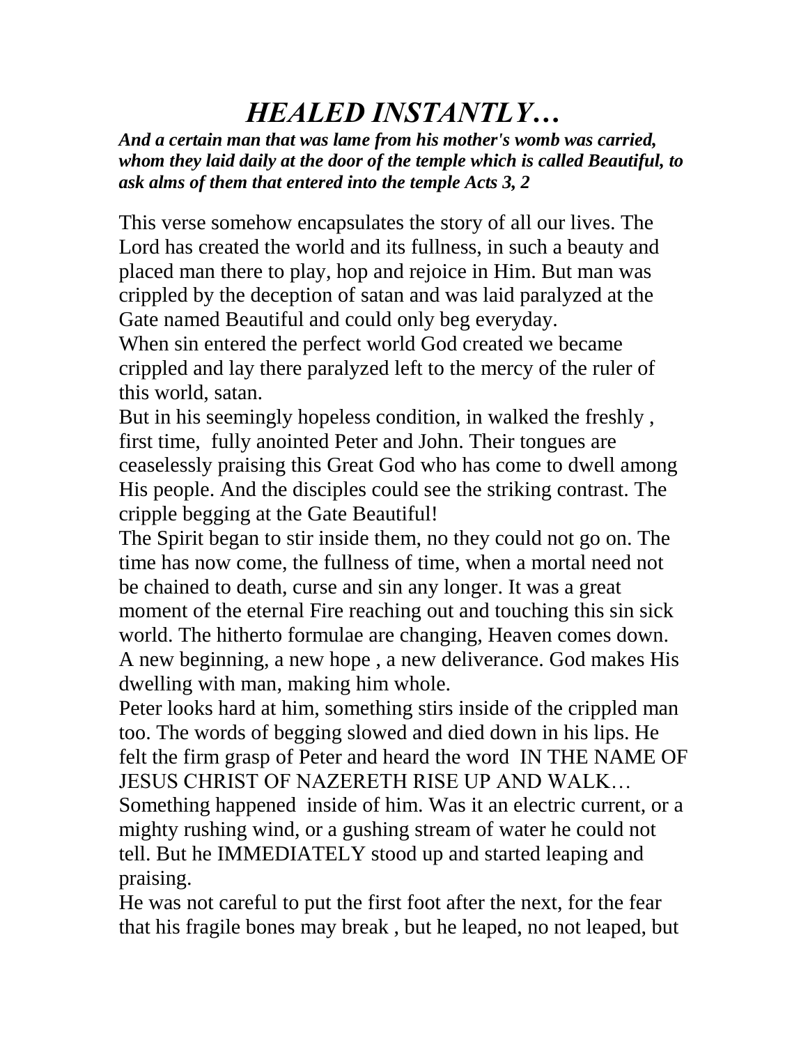# *HEALED INSTANTLY…*

***And a certain man that was lame from his mother's womb was carried, whom they laid daily at the door of the temple which is called Beautiful, to ask alms of them that entered into the temple Acts 3, 2***

This verse somehow encapsulates the story of all our lives. The Lord has created the world and its fullness, in such a beauty and placed man there to play, hop and rejoice in Him. But man was crippled by the deception of satan and was laid paralyzed at the Gate named Beautiful and could only beg everyday.

When sin entered the perfect world God created we became crippled and lay there paralyzed left to the mercy of the ruler of this world, satan.

But in his seemingly hopeless condition, in walked the freshly , first time, fully anointed Peter and John. Their tongues are ceaselessly praising this Great God who has come to dwell among His people. And the disciples could see the striking contrast. The cripple begging at the Gate Beautiful!

The Spirit began to stir inside them, no they could not go on. The time has now come, the fullness of time, when a mortal need not be chained to death, curse and sin any longer. It was a great moment of the eternal Fire reaching out and touching this sin sick world. The hitherto formulae are changing, Heaven comes down. A new beginning, a new hope , a new deliverance. God makes His dwelling with man, making him whole.

Peter looks hard at him, something stirs inside of the crippled man too. The words of begging slowed and died down in his lips. He felt the firm grasp of Peter and heard the word IN THE NAME OF JESUS CHRIST OF NAZERETH RISE UP AND WALK…

Something happened inside of him. Was it an electric current, or a mighty rushing wind, or a gushing stream of water he could not tell. But he IMMEDIATELY stood up and started leaping and praising.

He was not careful to put the first foot after the next, for the fear that his fragile bones may break , but he leaped, no not leaped, but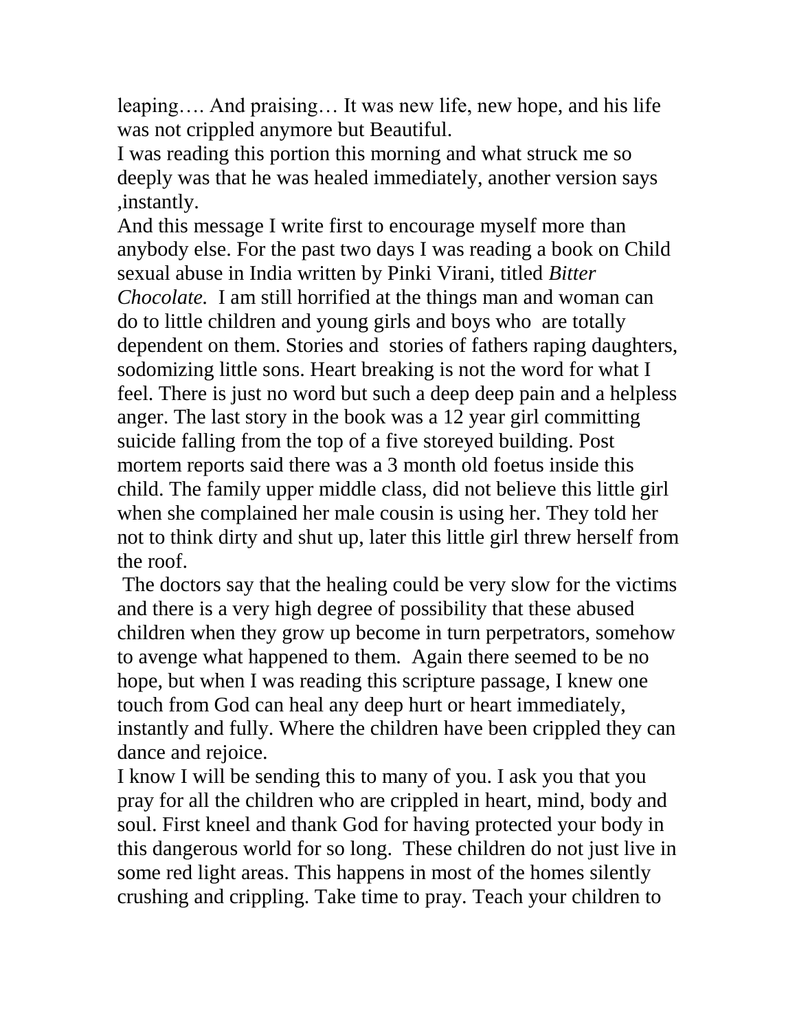leaping…. And praising… It was new life, new hope, and his life was not crippled anymore but Beautiful.

I was reading this portion this morning and what struck me so deeply was that he was healed immediately, another version says ,instantly.

And this message I write first to encourage myself more than anybody else. For the past two days I was reading a book on Child sexual abuse in India written by Pinki Virani, titled *Bitter Chocolate.* I am still horrified at the things man and woman can do to little children and young girls and boys who are totally dependent on them. Stories and stories of fathers raping daughters, sodomizing little sons. Heart breaking is not the word for what I feel. There is just no word but such a deep deep pain and a helpless anger. The last story in the book was a 12 year girl committing suicide falling from the top of a five storeyed building. Post mortem reports said there was a 3 month old foetus inside this child. The family upper middle class, did not believe this little girl when she complained her male cousin is using her. They told her not to think dirty and shut up, later this little girl threw herself from the roof.

The doctors say that the healing could be very slow for the victims and there is a very high degree of possibility that these abused children when they grow up become in turn perpetrators, somehow to avenge what happened to them. Again there seemed to be no hope, but when I was reading this scripture passage, I knew one touch from God can heal any deep hurt or heart immediately, instantly and fully. Where the children have been crippled they can dance and rejoice.

I know I will be sending this to many of you. I ask you that you pray for all the children who are crippled in heart, mind, body and soul. First kneel and thank God for having protected your body in this dangerous world for so long. These children do not just live in some red light areas. This happens in most of the homes silently crushing and crippling. Take time to pray. Teach your children to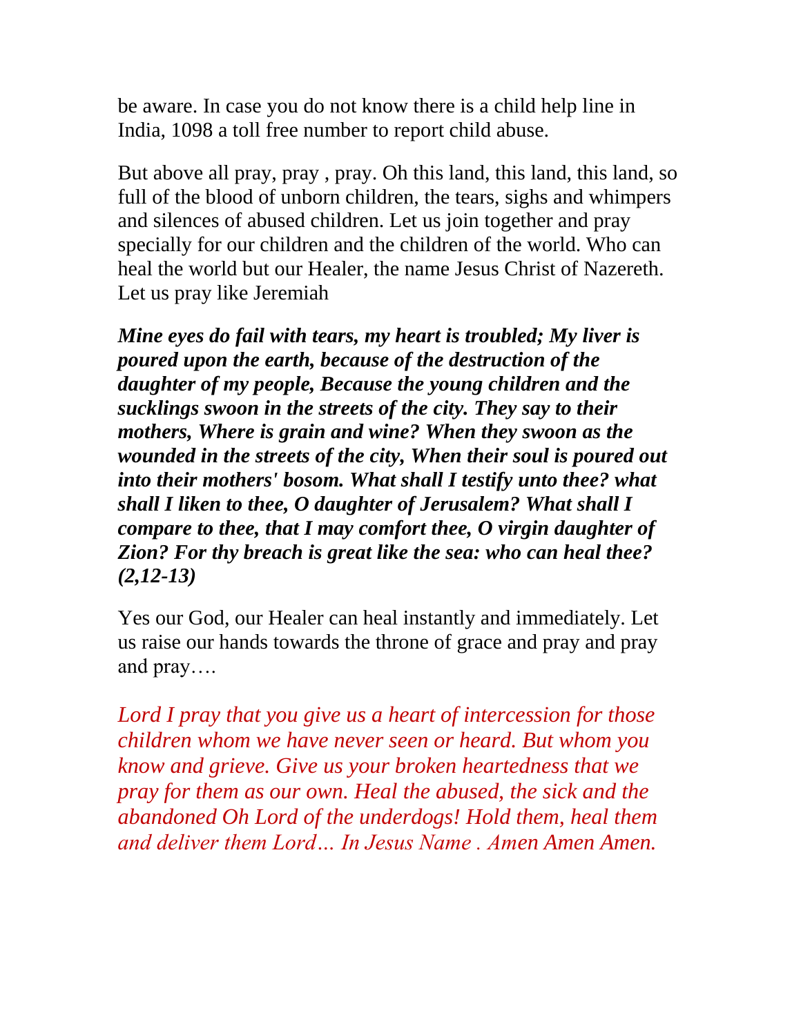be aware. In case you do not know there is a child help line in India, 1098 a toll free number to report child abuse.

But above all pray, pray , pray. Oh this land, this land, this land, so full of the blood of unborn children, the tears, sighs and whimpers and silences of abused children. Let us join together and pray specially for our children and the children of the world. Who can heal the world but our Healer, the name Jesus Christ of Nazereth. Let us pray like Jeremiah

***Mine eyes do fail with tears, my heart is troubled; My liver is poured upon the earth, because of the destruction of the daughter of my people, Because the young children and the sucklings swoon in the streets of the city. They say to their mothers, Where is grain and wine? When they swoon as the wounded in the streets of the city, When their soul is poured out into their mothers' bosom. What shall I testify unto thee? what shall I liken to thee, O daughter of Jerusalem? What shall I compare to thee, that I may comfort thee, O virgin daughter of Zion? For thy breach is great like the sea: who can heal thee? (2,12-13)***

Yes our God, our Healer can heal instantly and immediately. Let us raise our hands towards the throne of grace and pray and pray and pray….

*Lord I pray that you give us a heart of intercession for those children whom we have never seen or heard. But whom you know and grieve. Give us your broken heartedness that we pray for them as our own. Heal the abused, the sick and the abandoned Oh Lord of the underdogs! Hold them, heal them and deliver them Lord… In Jesus Name . Amen Amen Amen.*